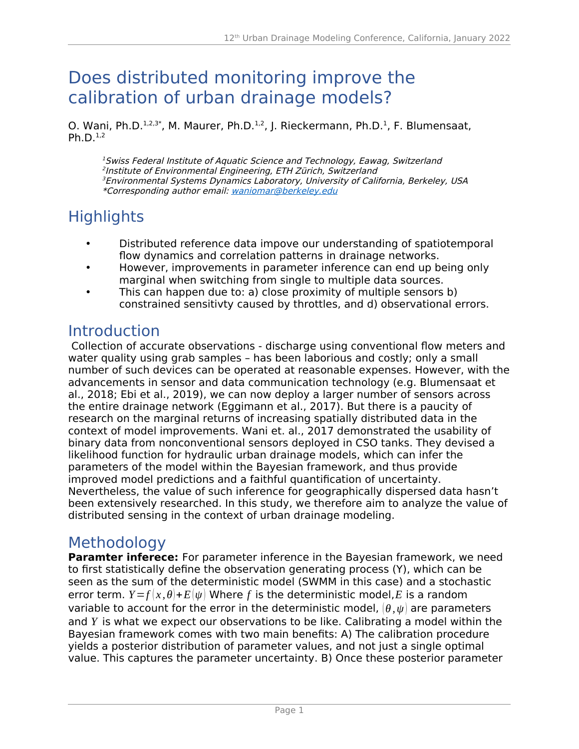# Does distributed monitoring improve the calibration of urban drainage models?

O. Wani, Ph.D.[1,2,3*], M. Maurer, Ph.D.[1,2], J. Rieckermann, Ph.D.[1], F. Blumensaat, Ph.D.[1,2]

*[1]Swiss Federal Institute of Aquatic Science and Technology, Eawag, Switzerland*
*[2]Institute of Environmental Engineering, ETH Zürich, Switzerland*
*[3]Environmental Systems Dynamics Laboratory, University of California, Berkeley, USA*
*\*Corresponding author email: waniomar@berkeley.edu*

## Highlights

- Distributed reference data impove our understanding of spatiotemporal flow dynamics and correlation patterns in drainage networks.
- However, improvements in parameter inference can end up being only marginal when switching from single to multiple data sources.
- This can happen due to: a) close proximity of multiple sensors b) constrained sensitivty caused by throttles, and d) observational errors.

## Introduction

Collection of accurate observations - discharge using conventional flow meters and water quality using grab samples – has been laborious and costly; only a small number of such devices can be operated at reasonable expenses. However, with the advancements in sensor and data communication technology (e.g. Blumensaat et al., 2018; Ebi et al., 2019), we can now deploy a larger number of sensors across the entire drainage network (Eggimann et al., 2017). But there is a paucity of research on the marginal returns of increasing spatially distributed data in the context of model improvements. Wani et. al., 2017 demonstrated the usability of binary data from nonconventional sensors deployed in CSO tanks. They devised a likelihood function for hydraulic urban drainage models, which can infer the parameters of the model within the Bayesian framework, and thus provide improved model predictions and a faithful quantification of uncertainty. Nevertheless, the value of such inference for geographically dispersed data hasn't been extensively researched. In this study, we therefore aim to analyze the value of distributed sensing in the context of urban drainage modeling.

## Methodology

**Paramter inferece:** For parameter inference in the Bayesian framework, we need to first statistically define the observation generating process (Y), which can be seen as the sum of the deterministic model (SWMM in this case) and a stochastic error term. $Y = f(x,\theta) + E(\psi)$ Where $f$ is the deterministic model, $E$ is a random variable to account for the error in the deterministic model, $(\theta,\psi)$ are parameters and $Y$ is what we expect our observations to be like. Calibrating a model within the Bayesian framework comes with two main benefits: A) The calibration procedure yields a posterior distribution of parameter values, and not just a single optimal value. This captures the parameter uncertainty. B) Once these posterior parameter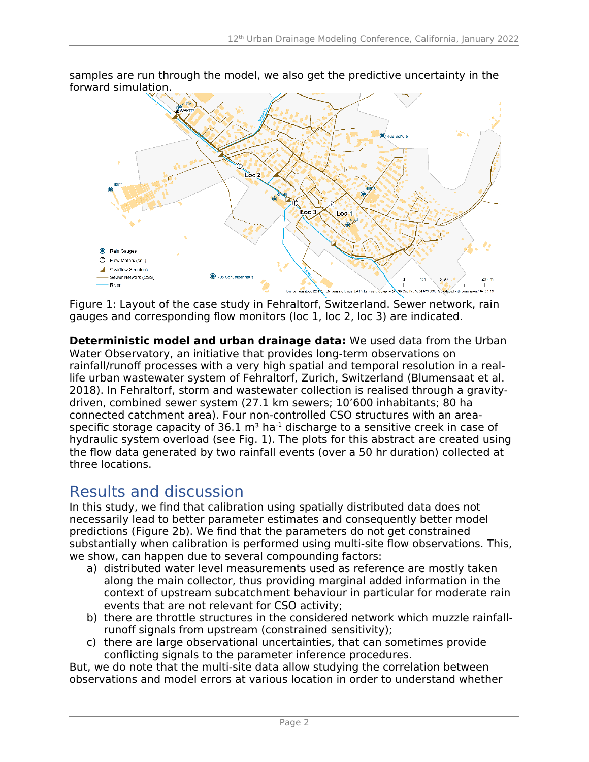samples are run through the model, we also get the predictive uncertainty in the forward simulation.

Figure 1: Layout of the case study in Fehraltorf, Switzerland. Sewer network, rain gauges and corresponding flow monitors (loc 1, loc 2, loc 3) are indicated.

**Deterministic model and urban drainage data:** We used data from the Urban Water Observatory, an initiative that provides long-term observations on rainfall/runoff processes with a very high spatial and temporal resolution in a real-life urban wastewater system of Fehraltorf, Zurich, Switzerland (Blumensaat et al. 2018). In Fehraltorf, storm and wastewater collection is realised through a gravity-driven, combined sewer system (27.1 km sewers; 10’600 inhabitants; 80 ha connected catchment area). Four non-controlled CSO structures with an area-specific storage capacity of 36.1 m³ ha$^{-1}$ discharge to a sensitive creek in case of hydraulic system overload (see Fig. 1). The plots for this abstract are created using the flow data generated by two rainfall events (over a 50 hr duration) collected at three locations.

# Results and discussion

In this study, we find that calibration using spatially distributed data does not necessarily lead to better parameter estimates and consequently better model predictions (Figure 2b). We find that the parameters do not get constrained substantially when calibration is performed using multi-site flow observations. This, we show, can happen due to several compounding factors:

a) distributed water level measurements used as reference are mostly taken along the main collector, thus providing marginal added information in the context of upstream subcatchment behaviour in particular for moderate rain events that are not relevant for CSO activity;
b) there are throttle structures in the considered network which muzzle rainfall-runoff signals from upstream (constrained sensitivity);
c) there are large observational uncertainties, that can sometimes provide conflicting signals to the parameter inference procedures.

But, we do note that the multi-site data allow studying the correlation between observations and model errors at various location in order to understand whether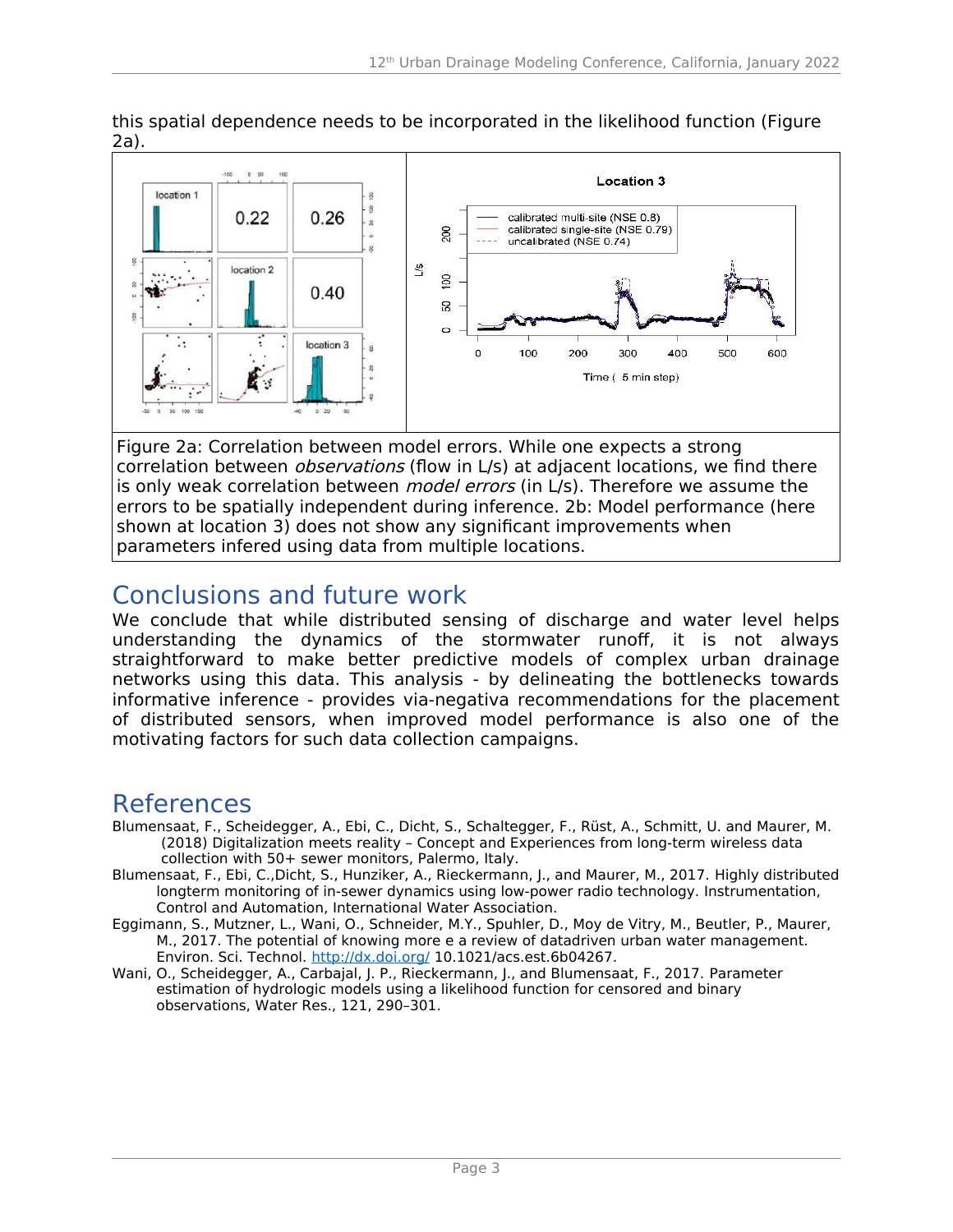this spatial dependence needs to be incorporated in the likelihood function (Figure 2a).

location 1

0.22

0.26

location 2

0.40

location 3

Location 3

calibrated multi-site (NSE 0.8)
calibrated single-site (NSE 0.79)
uncalibrated (NSE 0.74)

L/s

Time ( 5 min step)

Figure 2a: Correlation between model errors. While one expects a strong correlation between *observations* (flow in L/s) at adjacent locations, we find there is only weak correlation between *model errors* (in L/s). Therefore we assume the errors to be spatially independent during inference. 2b: Model performance (here shown at location 3) does not show any significant improvements when parameters infered using data from multiple locations.

# Conclusions and future work

We conclude that while distributed sensing of discharge and water level helps understanding the dynamics of the stormwater runoff, it is not always straightforward to make better predictive models of complex urban drainage networks using this data. This analysis - by delineating the bottlenecks towards informative inference - provides via-negativa recommendations for the placement of distributed sensors, when improved model performance is also one of the motivating factors for such data collection campaigns.

# References

Blumensaat, F., Scheidegger, A., Ebi, C., Dicht, S., Schaltegger, F., Rüst, A., Schmitt, U. and Maurer, M. (2018) Digitalization meets reality – Concept and Experiences from long-term wireless data collection with 50+ sewer monitors, Palermo, Italy.

Blumensaat, F., Ebi, C.,Dicht, S., Hunziker, A., Rieckermann, J., and Maurer, M., 2017. Highly distributed longterm monitoring of in-sewer dynamics using low-power radio technology. Instrumentation, Control and Automation, International Water Association.

Eggimann, S., Mutzner, L., Wani, O., Schneider, M.Y., Spuhler, D., Moy de Vitry, M., Beutler, P., Maurer, M., 2017. The potential of knowing more e a review of datadriven urban water management. Environ. Sci. Technol. http://dx.doi.org/ 10.1021/acs.est.6b04267.

Wani, O., Scheidegger, A., Carbajal, J. P., Rieckermann, J., and Blumensaat, F., 2017. Parameter estimation of hydrologic models using a likelihood function for censored and binary observations, Water Res., 121, 290–301.